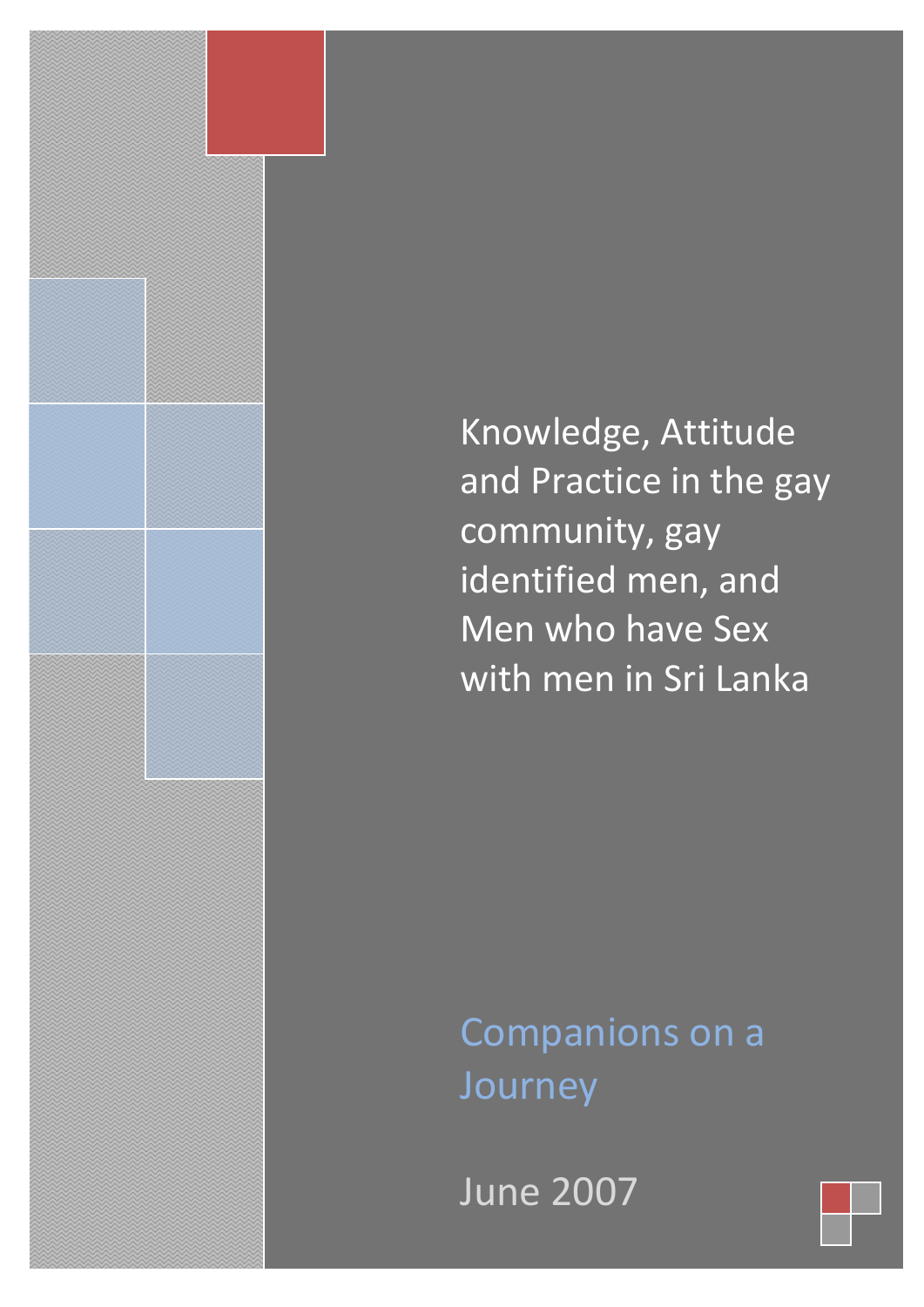# Knowledge, Attitude and Practice in the gay community, gay identified men, and Men who have Sex with men in Sri Lanka

## Companions on a Journey

June 2007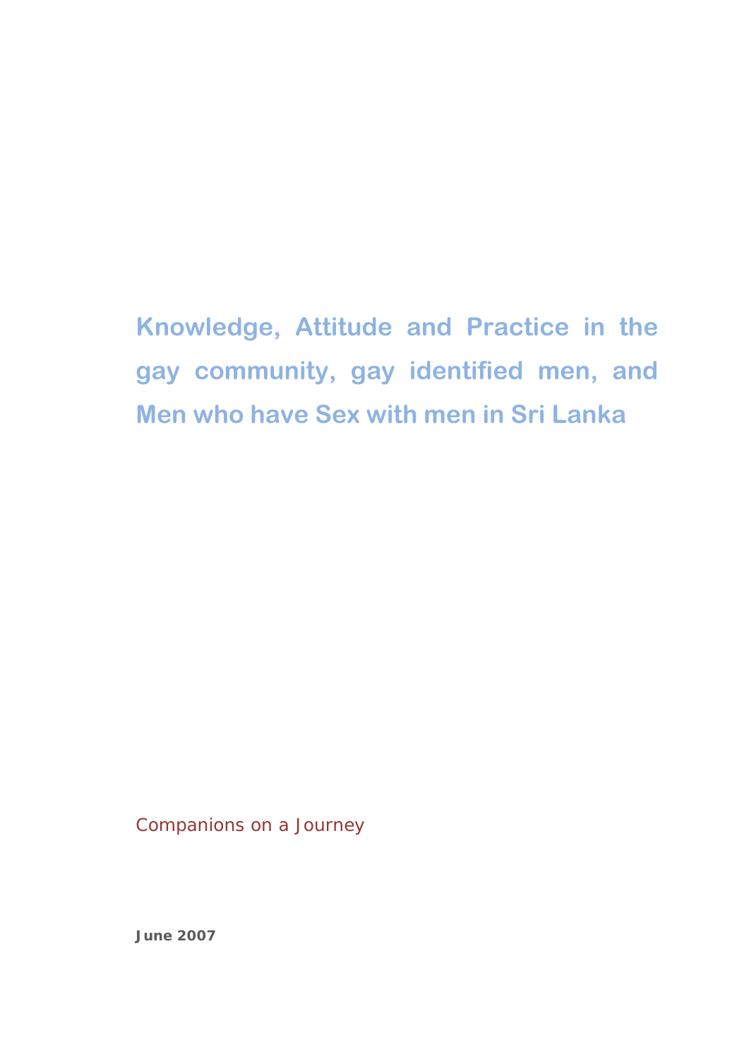# Knowledge, Attitude and Practice in the gay community, gay identified men, and Men who have Sex with men in Sri Lanka

Companions on a Journey

**June 2007**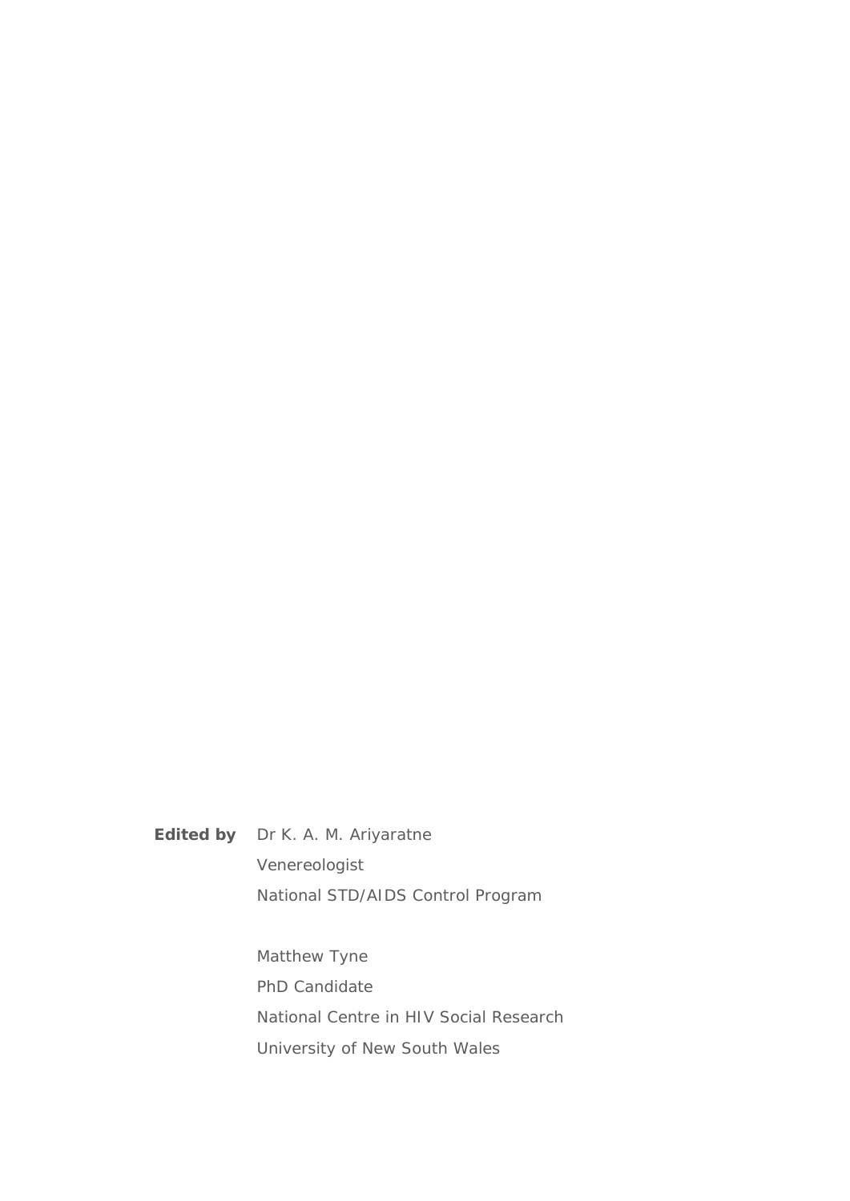**Edited by** Dr K. A. M. Ariyaratne

Venereologist

National STD/AIDS Control Program

Matthew Tyne

PhD Candidate

National Centre in HIV Social Research

University of New South Wales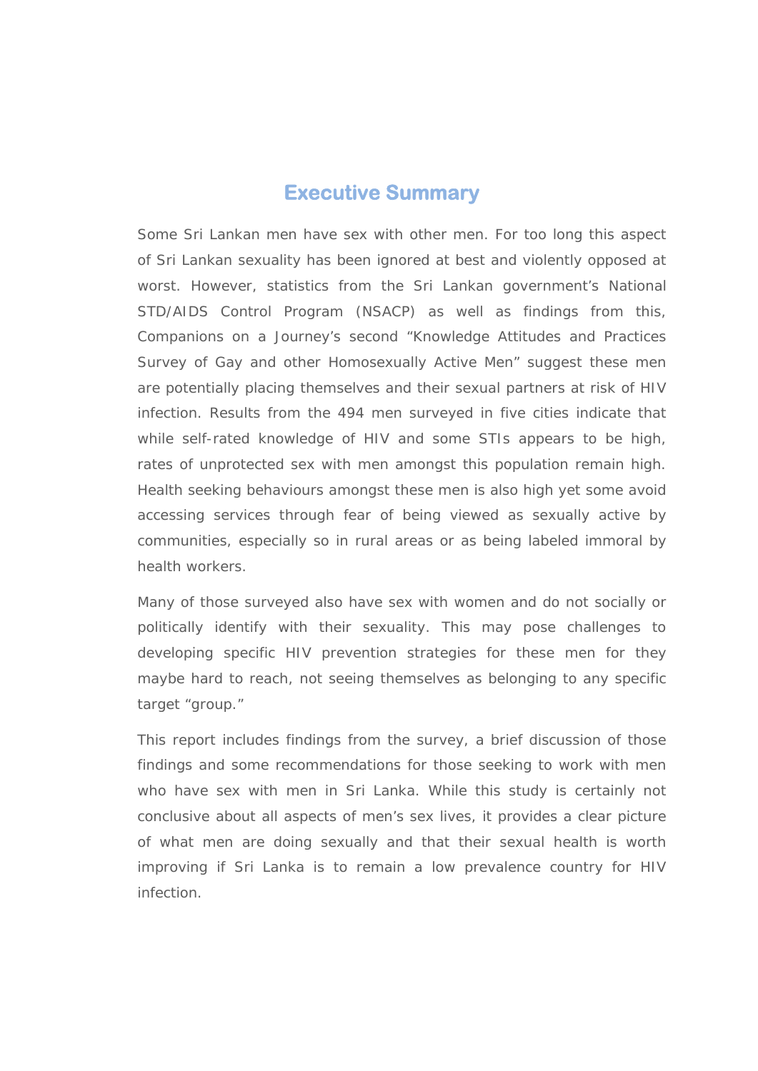# Executive Summary

Some Sri Lankan men have sex with other men. For too long this aspect of Sri Lankan sexuality has been ignored at best and violently opposed at worst. However, statistics from the Sri Lankan government's National STD/AIDS Control Program (NSACP) as well as findings from this, Companions on a Journey's second "Knowledge Attitudes and Practices Survey of Gay and other Homosexually Active Men" suggest these men are potentially placing themselves and their sexual partners at risk of HIV infection. Results from the 494 men surveyed in five cities indicate that while self-rated knowledge of HIV and some STIs appears to be high, rates of unprotected sex with men amongst this population remain high. Health seeking behaviours amongst these men is also high yet some avoid accessing services through fear of being viewed as sexually active by communities, especially so in rural areas or as being labeled immoral by health workers.

Many of those surveyed also have sex with women and do not socially or politically identify with their sexuality. This may pose challenges to developing specific HIV prevention strategies for these men for they maybe hard to reach, not seeing themselves as belonging to any specific target "group."

This report includes findings from the survey, a brief discussion of those findings and some recommendations for those seeking to work with men who have sex with men in Sri Lanka. While this study is certainly not conclusive about all aspects of men's sex lives, it provides a clear picture of what men are doing sexually and that their sexual health is worth improving if Sri Lanka is to remain a low prevalence country for HIV infection.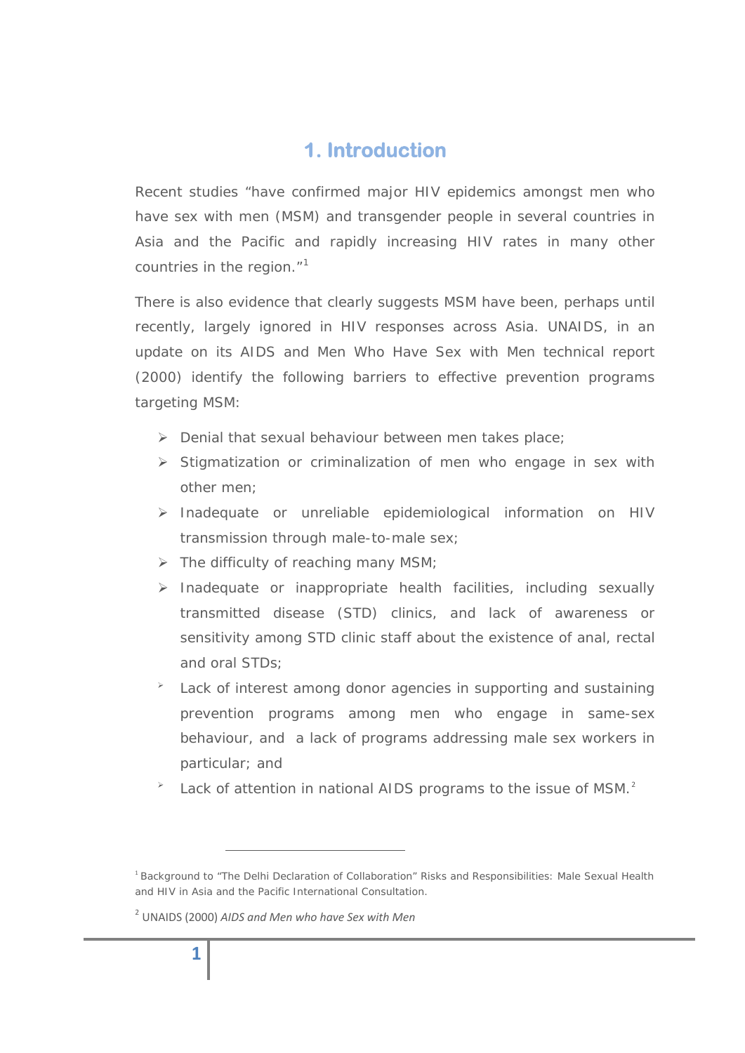# 1. Introduction

Recent studies "have confirmed major HIV epidemics amongst men who have sex with men (MSM) and transgender people in several countries in Asia and the Pacific and rapidly increasing HIV rates in many other countries in the region."[1]

There is also evidence that clearly suggests MSM have been, perhaps until recently, largely ignored in HIV responses across Asia. UNAIDS, in an update on its AIDS and Men Who Have Sex with Men technical report (2000) identify the following barriers to effective prevention programs targeting MSM:

- Denial that sexual behaviour between men takes place;
- Stigmatization or criminalization of men who engage in sex with other men;
- Inadequate or unreliable epidemiological information on HIV transmission through male-to-male sex;
- The difficulty of reaching many MSM;
- Inadequate or inappropriate health facilities, including sexually transmitted disease (STD) clinics, and lack of awareness or sensitivity among STD clinic staff about the existence of anal, rectal and oral STDs;
- Lack of interest among donor agencies in supporting and sustaining prevention programs among men who engage in same-sex behaviour, and a lack of programs addressing male sex workers in particular; and
- Lack of attention in national AIDS programs to the issue of MSM.[2]

---

[1] Background to "The Delhi Declaration of Collaboration" Risks and Responsibilities: Male Sexual Health and HIV in Asia and the Pacific International Consultation.

[2] UNAIDS (2000) *AIDS and Men who have Sex with Men*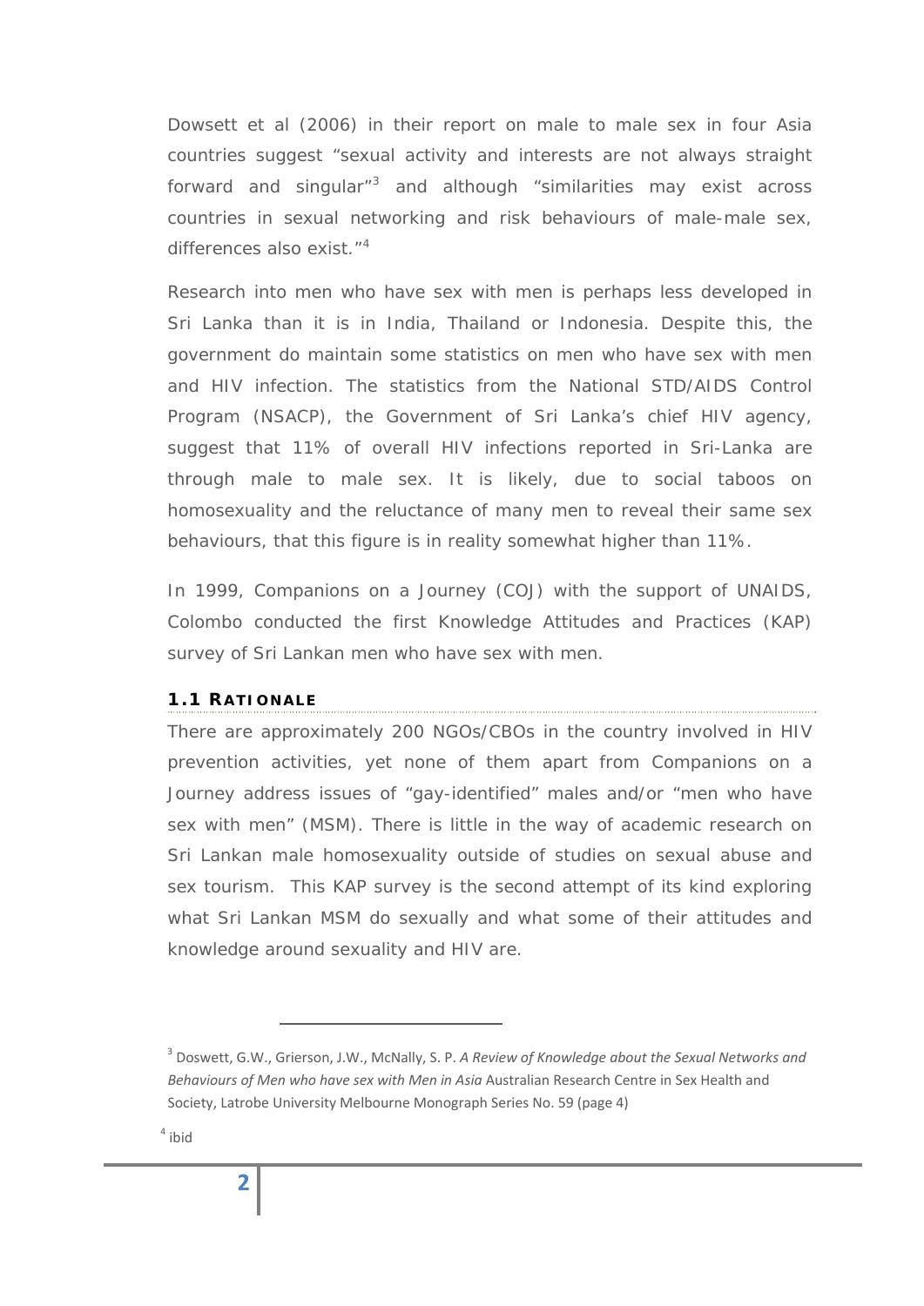Dowsett et al (2006) in their report on male to male sex in four Asia countries suggest "sexual activity and interests are not always straight forward and singular"[3] and although "similarities may exist across countries in sexual networking and risk behaviours of male-male sex, differences also exist."[4]

Research into men who have sex with men is perhaps less developed in Sri Lanka than it is in India, Thailand or Indonesia. Despite this, the government do maintain some statistics on men who have sex with men and HIV infection. The statistics from the National STD/AIDS Control Program (NSACP), the Government of Sri Lanka's chief HIV agency, suggest that 11% of overall HIV infections reported in Sri-Lanka are through male to male sex. It is likely, due to social taboos on homosexuality and the reluctance of many men to reveal their same sex behaviours, that this figure is in reality somewhat higher than 11%.

In 1999, Companions on a Journey (COJ) with the support of UNAIDS, Colombo conducted the first Knowledge Attitudes and Practices (KAP) survey of Sri Lankan men who have sex with men.

## 1.1 RATIONALE

There are approximately 200 NGOs/CBOs in the country involved in HIV prevention activities, yet none of them apart from Companions on a Journey address issues of "gay-identified" males and/or "men who have sex with men" (MSM). There is little in the way of academic research on Sri Lankan male homosexuality outside of studies on sexual abuse and sex tourism. This KAP survey is the second attempt of its kind exploring what Sri Lankan MSM do sexually and what some of their attitudes and knowledge around sexuality and HIV are.

---

[3] Doswett, G.W., Grierson, J.W., McNally, S. P. *A Review of Knowledge about the Sexual Networks and Behaviours of Men who have sex with Men in Asia* Australian Research Centre in Sex Health and Society, Latrobe University Melbourne Monograph Series No. 59 (page 4)

[4] ibid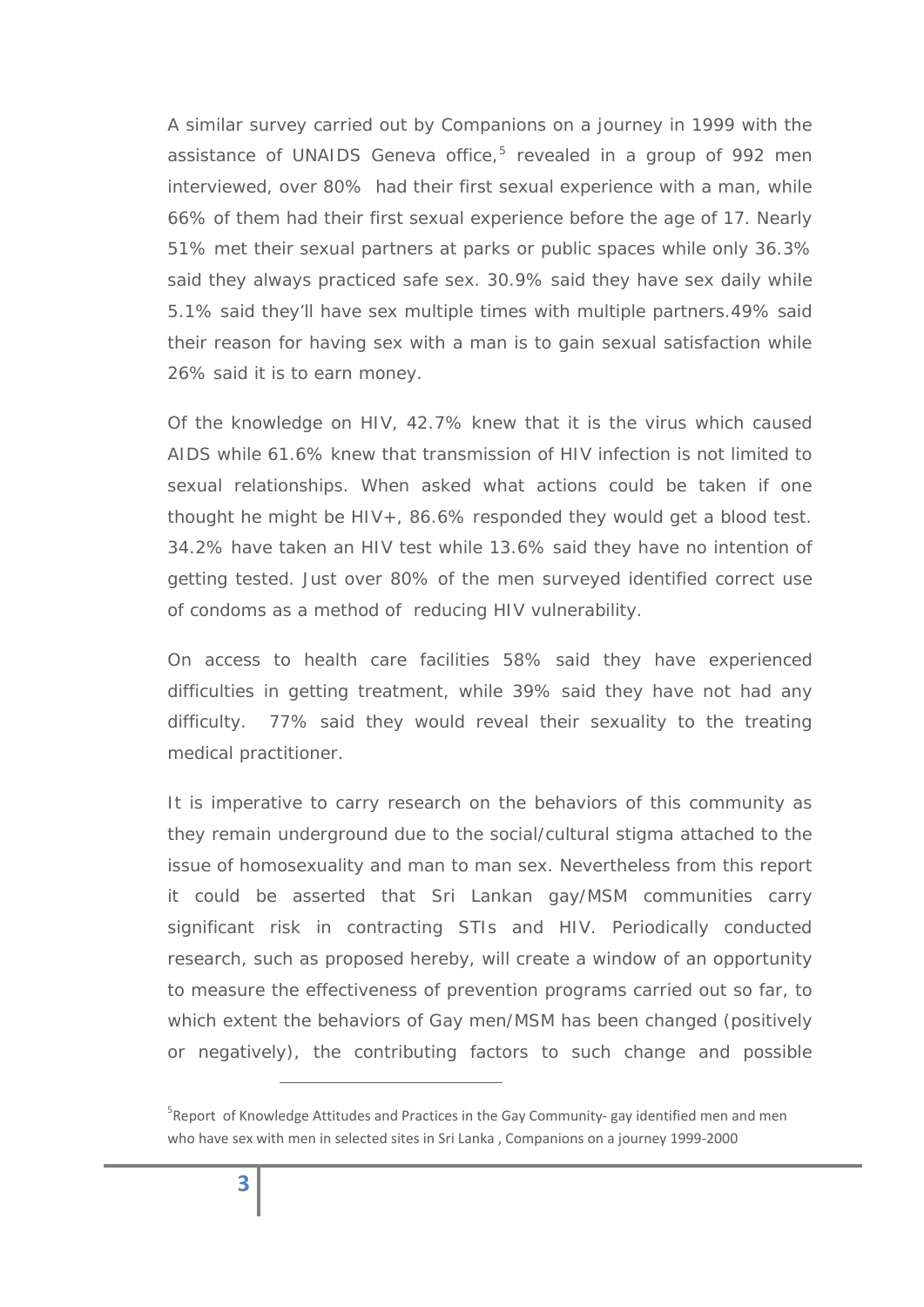A similar survey carried out by Companions on a journey in 1999 with the assistance of UNAIDS Geneva office,[5] revealed in a group of 992 men interviewed, over 80% had their first sexual experience with a man, while 66% of them had their first sexual experience before the age of 17. Nearly 51% met their sexual partners at parks or public spaces while only 36.3% said they always practiced safe sex. 30.9% said they have sex daily while 5.1% said they'll have sex multiple times with multiple partners.49% said their reason for having sex with a man is to gain sexual satisfaction while 26% said it is to earn money.

Of the knowledge on HIV, 42.7% knew that it is the virus which caused AIDS while 61.6% knew that transmission of HIV infection is not limited to sexual relationships. When asked what actions could be taken if one thought he might be HIV+, 86.6% responded they would get a blood test. 34.2% have taken an HIV test while 13.6% said they have no intention of getting tested. Just over 80% of the men surveyed identified correct use of condoms as a method of reducing HIV vulnerability.

On access to health care facilities 58% said they have experienced difficulties in getting treatment, while 39% said they have not had any difficulty. 77% said they would reveal their sexuality to the treating medical practitioner.

It is imperative to carry research on the behaviors of this community as they remain underground due to the social/cultural stigma attached to the issue of homosexuality and man to man sex. Nevertheless from this report it could be asserted that Sri Lankan gay/MSM communities carry significant risk in contracting STIs and HIV. Periodically conducted research, such as proposed hereby, will create a window of an opportunity to measure the effectiveness of prevention programs carried out so far, to which extent the behaviors of Gay men/MSM has been changed (positively or negatively), the contributing factors to such change and possible

---

[5] Report of Knowledge Attitudes and Practices in the Gay Community- gay identified men and men who have sex with men in selected sites in Sri Lanka , Companions on a journey 1999-2000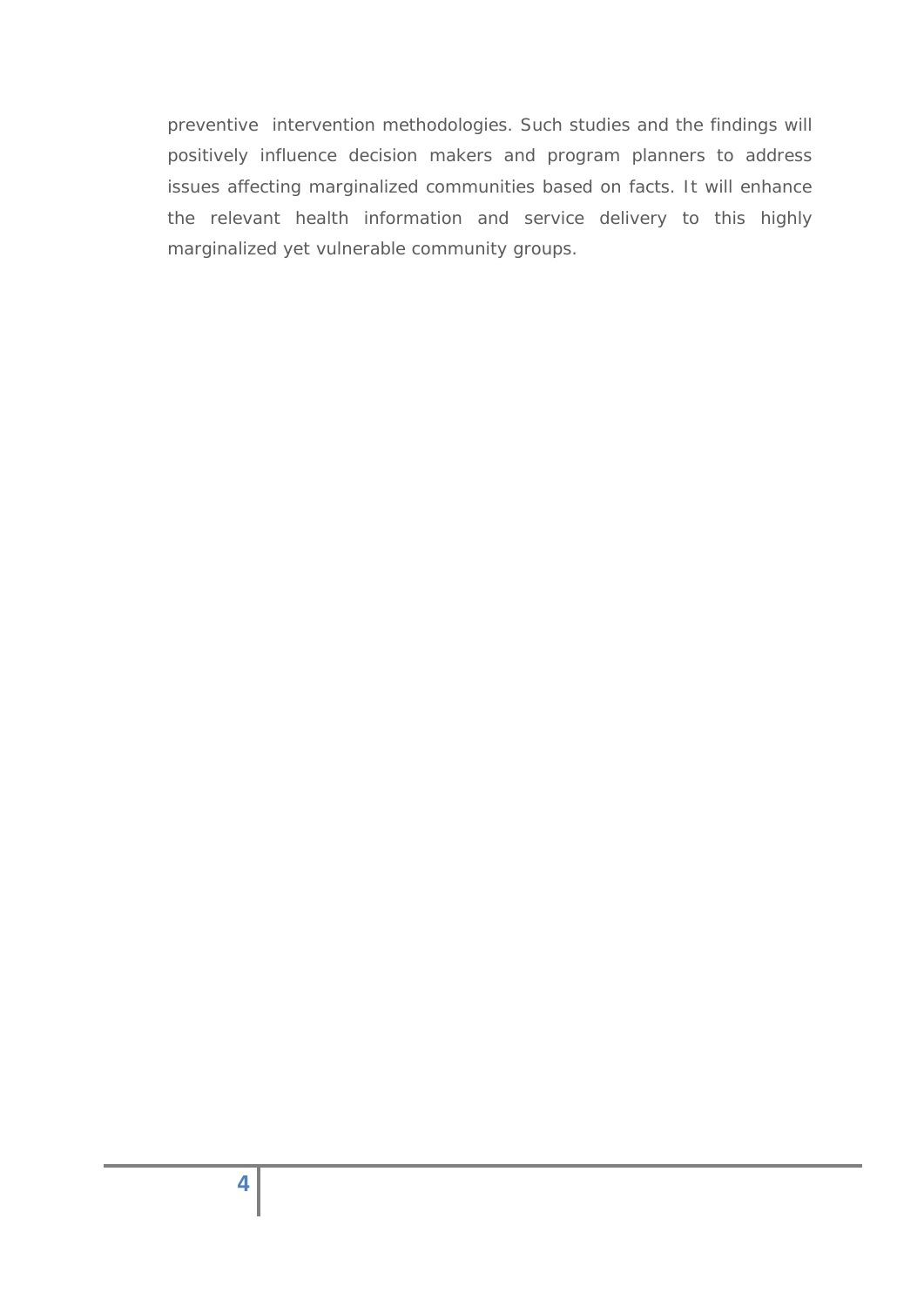preventive intervention methodologies. Such studies and the findings will positively influence decision makers and program planners to address issues affecting marginalized communities based on facts. It will enhance the relevant health information and service delivery to this highly marginalized yet vulnerable community groups.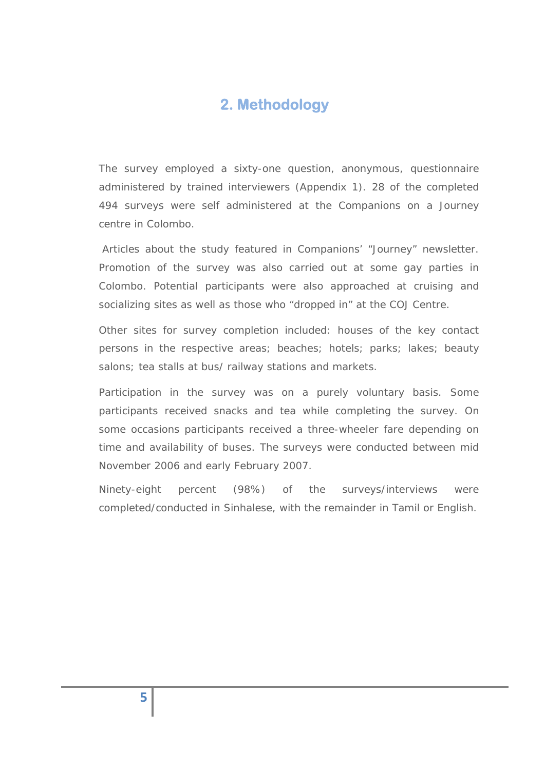## 2. Methodology

The survey employed a sixty-one question, anonymous, questionnaire administered by trained interviewers (Appendix 1). 28 of the completed 494 surveys were self administered at the Companions on a Journey centre in Colombo.

Articles about the study featured in Companions' "Journey" newsletter. Promotion of the survey was also carried out at some gay parties in Colombo. Potential participants were also approached at cruising and socializing sites as well as those who "dropped in" at the COJ Centre.

Other sites for survey completion included: houses of the key contact persons in the respective areas; beaches; hotels; parks; lakes; beauty salons; tea stalls at bus/ railway stations and markets.

Participation in the survey was on a purely voluntary basis. Some participants received snacks and tea while completing the survey. On some occasions participants received a three-wheeler fare depending on time and availability of buses. The surveys were conducted between mid November 2006 and early February 2007.

Ninety-eight percent (98%) of the surveys/interviews were completed/conducted in Sinhalese, with the remainder in Tamil or English.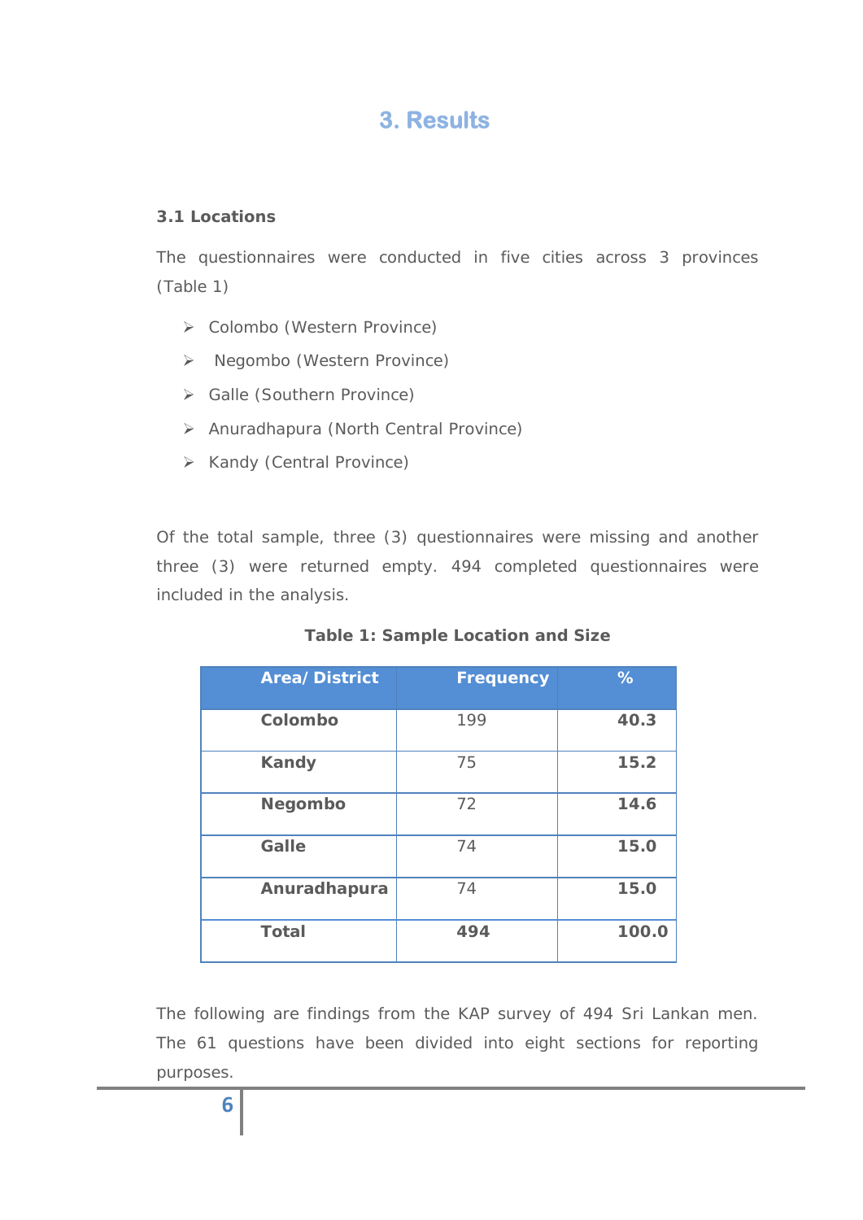# 3. Results

### 3.1 Locations

The questionnaires were conducted in five cities across 3 provinces (Table 1)

- Colombo (Western Province)
- Negombo (Western Province)
- Galle (Southern Province)
- Anuradhapura (North Central Province)
- Kandy (Central Province)

Of the total sample, three (3) questionnaires were missing and another three (3) were returned empty. 494 completed questionnaires were included in the analysis.

**Table 1: Sample Location and Size**

| Area/ District | Frequency | % |
|---|---|---|
| **Colombo** | 199 | **40.3** |
| **Kandy** | 75 | **15.2** |
| **Negombo** | 72 | **14.6** |
| **Galle** | 74 | **15.0** |
| **Anuradhapura** | 74 | **15.0** |
| **Total** | **494** | **100.0** |

The following are findings from the KAP survey of 494 Sri Lankan men. The 61 questions have been divided into eight sections for reporting purposes.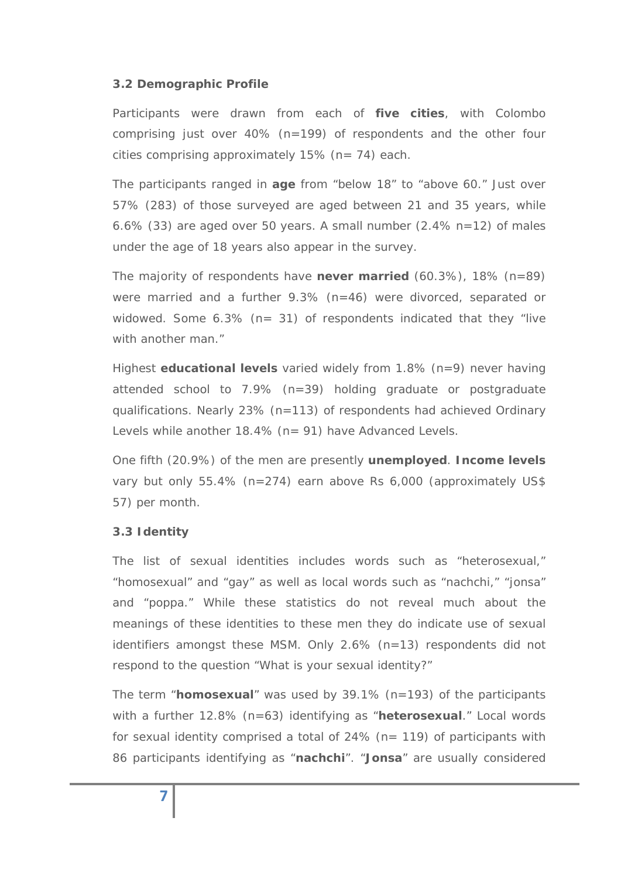### 3.2 Demographic Profile

Participants were drawn from each of **five cities**, with Colombo comprising just over 40% (n=199) of respondents and the other four cities comprising approximately 15% (n= 74) each.

The participants ranged in **age** from "below 18" to "above 60." Just over 57% (283) of those surveyed are aged between 21 and 35 years, while 6.6% (33) are aged over 50 years. A small number (2.4% n=12) of males under the age of 18 years also appear in the survey.

The majority of respondents have **never married** (60.3%), 18% (n=89) were married and a further 9.3% (n=46) were divorced, separated or widowed. Some 6.3% (n= 31) of respondents indicated that they "live with another man."

Highest **educational levels** varied widely from 1.8% (n=9) never having attended school to 7.9% (n=39) holding graduate or postgraduate qualifications. Nearly 23% (n=113) of respondents had achieved Ordinary Levels while another 18.4% (n= 91) have Advanced Levels.

One fifth (20.9%) of the men are presently **unemployed**. **Income levels** vary but only 55.4% (n=274) earn above Rs 6,000 (approximately US$ 57) per month.

### 3.3 Identity

The list of sexual identities includes words such as "heterosexual," "homosexual" and "gay" as well as local words such as "nachchi," "jonsa" and "poppa." While these statistics do not reveal much about the meanings of these identities to these men they do indicate use of sexual identifiers amongst these MSM. Only 2.6% (n=13) respondents did not respond to the question "What is your sexual identity?"

The term "**homosexual**" was used by 39.1% (n=193) of the participants with a further 12.8% (n=63) identifying as "**heterosexual**." Local words for sexual identity comprised a total of 24% (n= 119) of participants with 86 participants identifying as "**nachchi**". "**Jonsa**" are usually considered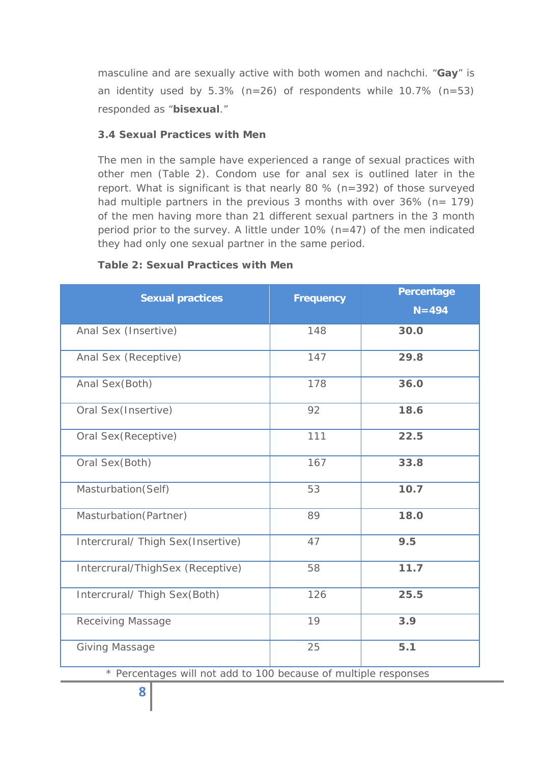masculine and are sexually active with both women and nachchi. "**Gay**" is an identity used by 5.3% (n=26) of respondents while 10.7% (n=53) responded as "**bisexual**."

### 3.4 Sexual Practices with Men

The men in the sample have experienced a range of sexual practices with other men (Table 2). Condom use for anal sex is outlined later in the report. What is significant is that nearly 80 % (n=392) of those surveyed had multiple partners in the previous 3 months with over 36% (n= 179) of the men having more than 21 different sexual partners in the 3 month period prior to the survey. A little under 10% (n=47) of the men indicated they had only one sexual partner in the same period.

**Table 2: Sexual Practices with Men**

| Sexual practices | Frequency | Percentage N=494 |
|---|---|---|
| Anal Sex (Insertive) | 148 | **30.0** |
| Anal Sex (Receptive) | 147 | **29.8** |
| Anal Sex(Both) | 178 | **36.0** |
| Oral Sex(Insertive) | 92 | **18.6** |
| Oral Sex(Receptive) | 111 | **22.5** |
| Oral Sex(Both) | 167 | **33.8** |
| Masturbation(Self) | 53 | **10.7** |
| Masturbation(Partner) | 89 | **18.0** |
| Intercrural/ Thigh Sex(Insertive) | 47 | **9.5** |
| Intercrural/ThighSex (Receptive) | 58 | **11.7** |
| Intercrural/ Thigh Sex(Both) | 126 | **25.5** |
| Receiving Massage | 19 | **3.9** |
| Giving Massage | 25 | **5.1** |

* Percentages will not add to 100 because of multiple responses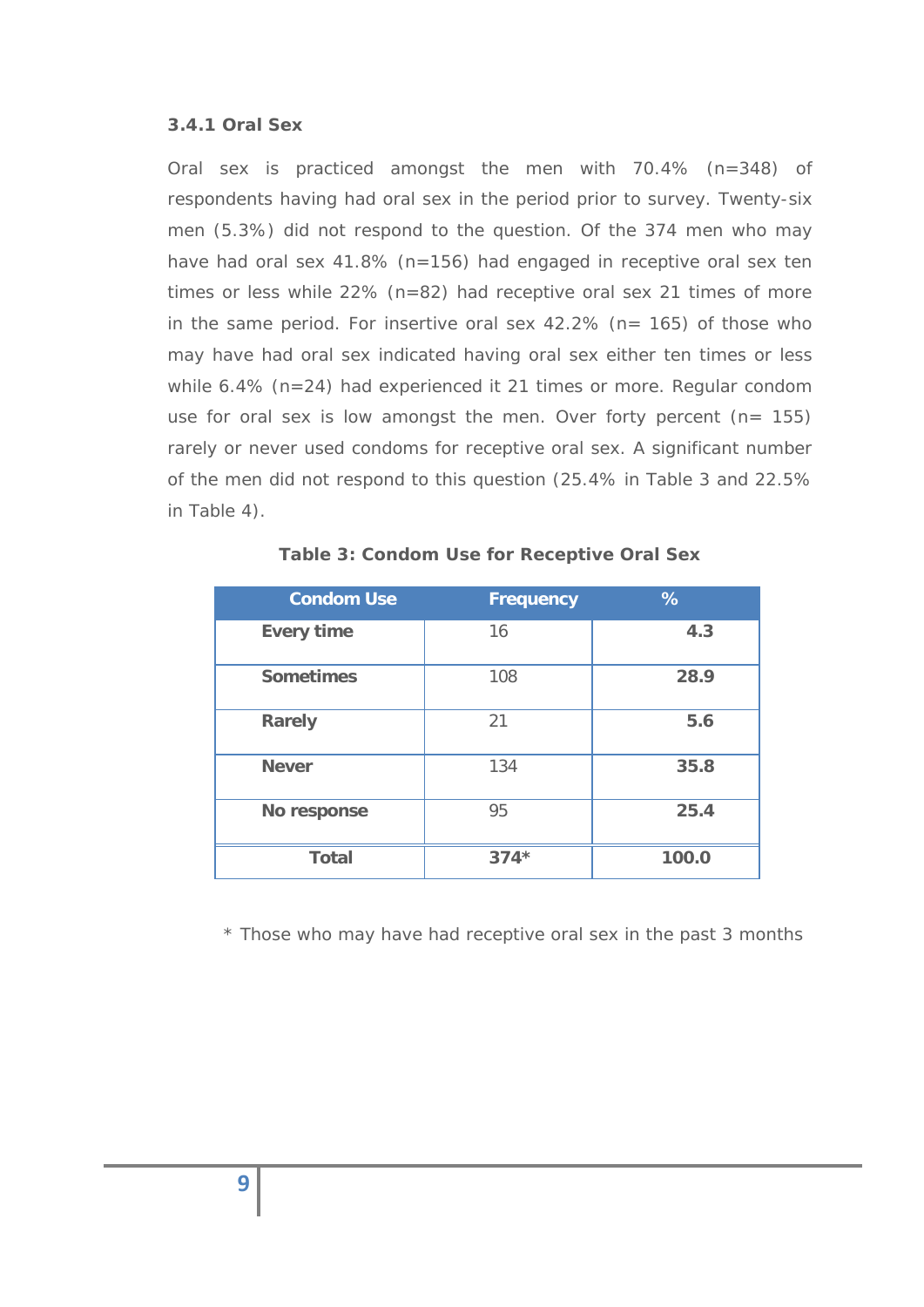### 3.4.1 Oral Sex

Oral sex is practiced amongst the men with 70.4% (n=348) of respondents having had oral sex in the period prior to survey. Twenty-six men (5.3%) did not respond to the question. Of the 374 men who may have had oral sex 41.8% (n=156) had engaged in receptive oral sex ten times or less while 22% (n=82) had receptive oral sex 21 times of more in the same period. For insertive oral sex 42.2% (n= 165) of those who may have had oral sex indicated having oral sex either ten times or less while 6.4% (n=24) had experienced it 21 times or more. Regular condom use for oral sex is low amongst the men. Over forty percent (n= 155) rarely or never used condoms for receptive oral sex. A significant number of the men did not respond to this question (25.4% in Table 3 and 22.5% in Table 4).

**Table 3: Condom Use for Receptive Oral Sex**

| Condom Use | Frequency | % |
|---|---|---|
| **Every time** | 16 | **4.3** |
| **Sometimes** | 108 | **28.9** |
| **Rarely** | 21 | **5.6** |
| **Never** | 134 | **35.8** |
| **No response** | 95 | **25.4** |
| **Total** | **374*** | **100.0** |

* Those who may have had receptive oral sex in the past 3 months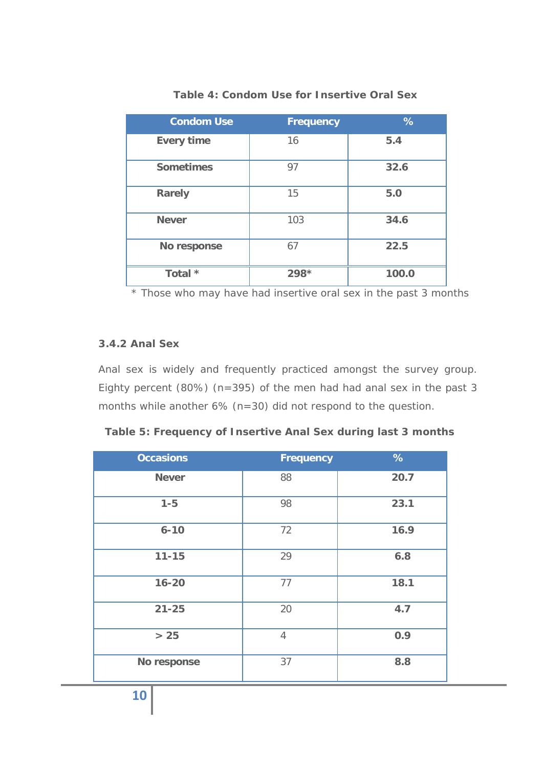**Table 4: Condom Use for Insertive Oral Sex**

| Condom Use | Frequency | % |
|---|---|---|
| **Every time** | 16 | **5.4** |
| **Sometimes** | 97 | **32.6** |
| **Rarely** | 15 | **5.0** |
| **Never** | 103 | **34.6** |
| **No response** | 67 | **22.5** |
| **Total *** | **298*** | **100.0** |

* Those who may have had insertive oral sex in the past 3 months

### 3.4.2 Anal Sex

Anal sex is widely and frequently practiced amongst the survey group. Eighty percent (80%) (n=395) of the men had had anal sex in the past 3 months while another 6% (n=30) did not respond to the question.

**Table 5: Frequency of Insertive Anal Sex during last 3 months**

| Occasions | Frequency | % |
|---|---|---|
| **Never** | 88 | **20.7** |
| **1-5** | 98 | **23.1** |
| **6-10** | 72 | **16.9** |
| **11-15** | 29 | **6.8** |
| **16-20** | 77 | **18.1** |
| **21-25** | 20 | **4.7** |
| **> 25** | 4 | **0.9** |
| **No response** | 37 | **8.8** |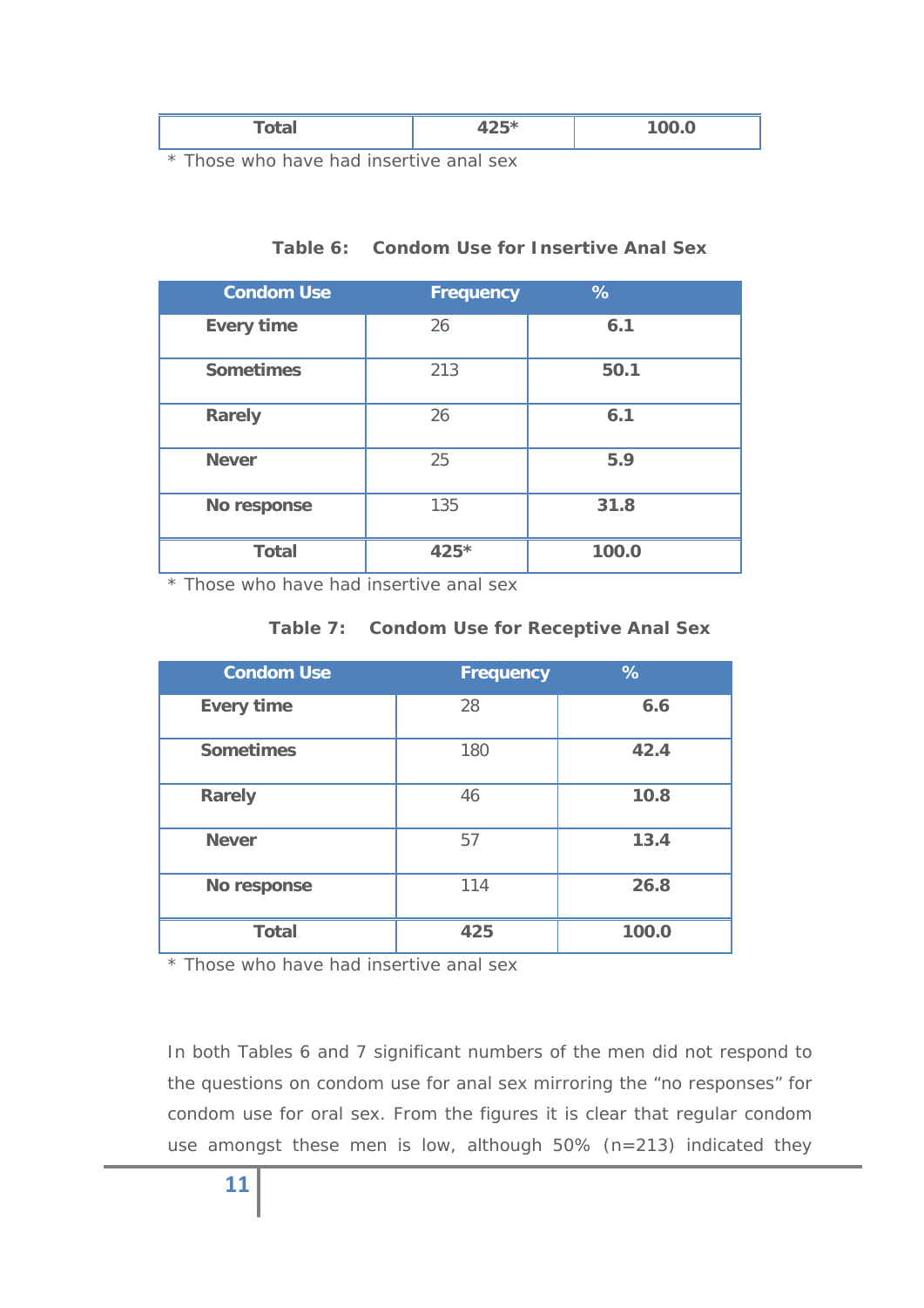| | | |
|---|---|---|
| **Total** | **425*** | **100.0** |

\* Those who have had insertive anal sex

**Table 6: Condom Use for Insertive Anal Sex**

| Condom Use | Frequency | % |
|---|---|---|
| **Every time** | 26 | **6.1** |
| **Sometimes** | 213 | **50.1** |
| **Rarely** | 26 | **6.1** |
| **Never** | 25 | **5.9** |
| **No response** | 135 | **31.8** |
| **Total** | **425*** | **100.0** |

\* Those who have had insertive anal sex

**Table 7: Condom Use for Receptive Anal Sex**

| Condom Use | Frequency | % |
|---|---|---|
| **Every time** | 28 | **6.6** |
| **Sometimes** | 180 | **42.4** |
| **Rarely** | 46 | **10.8** |
| **Never** | 57 | **13.4** |
| **No response** | 114 | **26.8** |
| **Total** | **425** | **100.0** |

\* Those who have had insertive anal sex

In both Tables 6 and 7 significant numbers of the men did not respond to the questions on condom use for anal sex mirroring the "no responses" for condom use for oral sex. From the figures it is clear that regular condom use amongst these men is low, although 50% (n=213) indicated they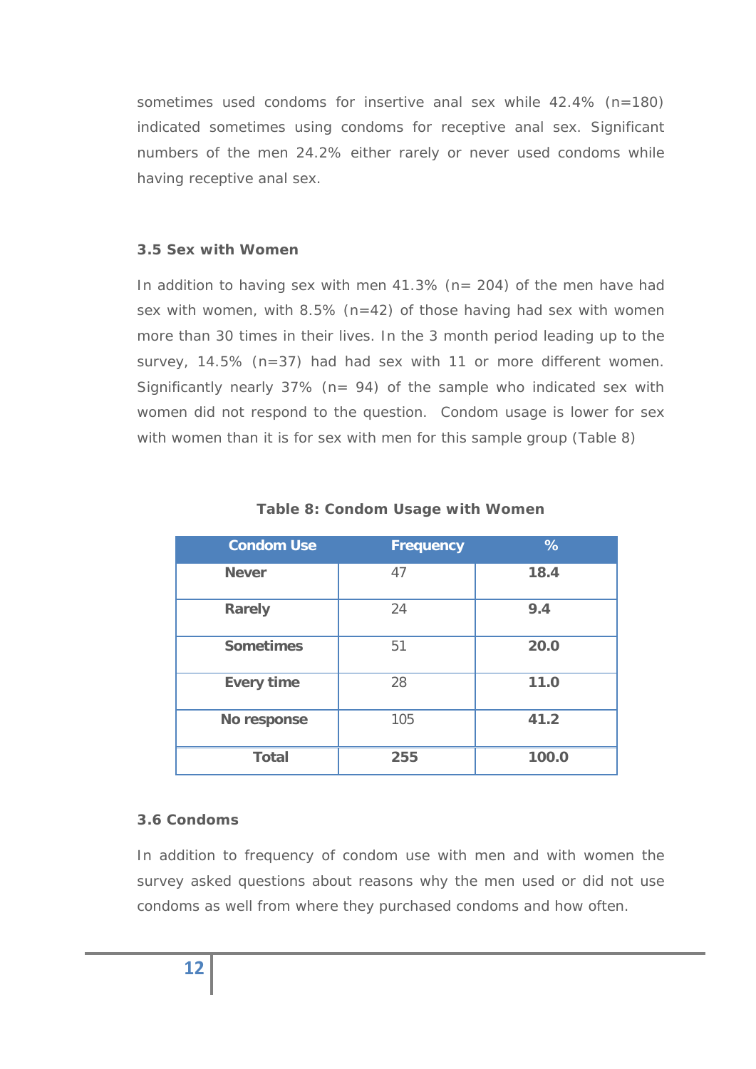sometimes used condoms for insertive anal sex while 42.4% (n=180) indicated sometimes using condoms for receptive anal sex. Significant numbers of the men 24.2% either rarely or never used condoms while having receptive anal sex.

### 3.5 Sex with Women

In addition to having sex with men 41.3% (n= 204) of the men have had sex with women, with 8.5% (n=42) of those having had sex with women more than 30 times in their lives. In the 3 month period leading up to the survey, 14.5% (n=37) had had sex with 11 or more different women. Significantly nearly 37% (n= 94) of the sample who indicated sex with women did not respond to the question. Condom usage is lower for sex with women than it is for sex with men for this sample group (Table 8)

**Table 8: Condom Usage with Women**

| Condom Use | Frequency | % |
|---|---|---|
| **Never** | 47 | **18.4** |
| **Rarely** | 24 | **9.4** |
| **Sometimes** | 51 | **20.0** |
| **Every time** | 28 | **11.0** |
| **No response** | 105 | **41.2** |
| **Total** | **255** | **100.0** |

### 3.6 Condoms

In addition to frequency of condom use with men and with women the survey asked questions about reasons why the men used or did not use condoms as well from where they purchased condoms and how often.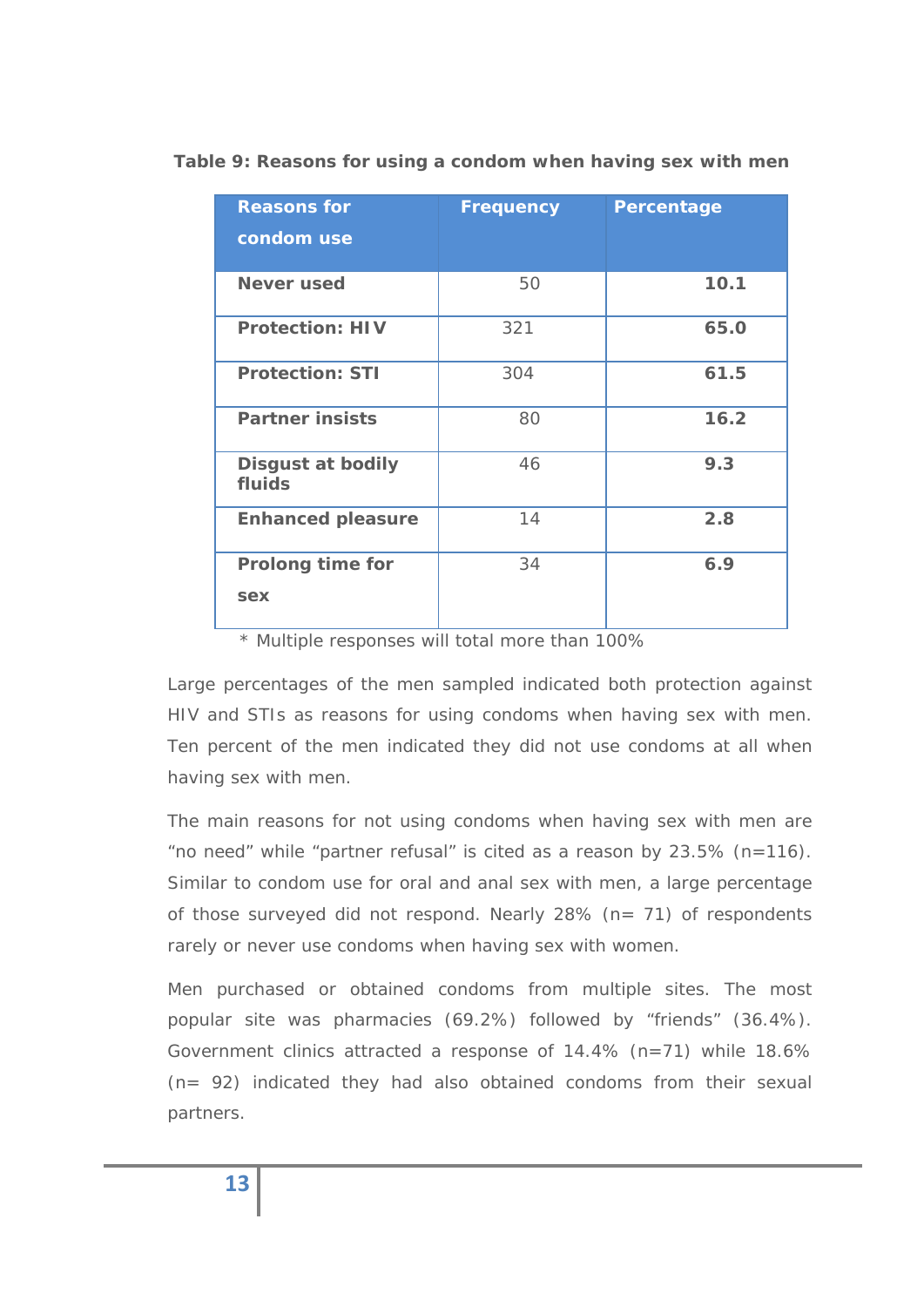**Table 9: Reasons for using a condom when having sex with men**

| Reasons for condom use | Frequency | Percentage |
|---|---|---|
| **Never used** | 50 | **10.1** |
| **Protection: HIV** | 321 | **65.0** |
| **Protection: STI** | 304 | **61.5** |
| **Partner insists** | 80 | **16.2** |
| **Disgust at bodily fluids** | 46 | **9.3** |
| **Enhanced pleasure** | 14 | **2.8** |
| **Prolong time for sex** | 34 | **6.9** |

\* Multiple responses will total more than 100%

Large percentages of the men sampled indicated both protection against HIV and STIs as reasons for using condoms when having sex with men. Ten percent of the men indicated they did not use condoms at all when having sex with men.

The main reasons for not using condoms when having sex with men are "no need" while "partner refusal" is cited as a reason by 23.5% (n=116). Similar to condom use for oral and anal sex with men, a large percentage of those surveyed did not respond. Nearly 28% (n= 71) of respondents rarely or never use condoms when having sex with women.

Men purchased or obtained condoms from multiple sites. The most popular site was pharmacies (69.2%) followed by "friends" (36.4%). Government clinics attracted a response of 14.4% (n=71) while 18.6% (n= 92) indicated they had also obtained condoms from their sexual partners.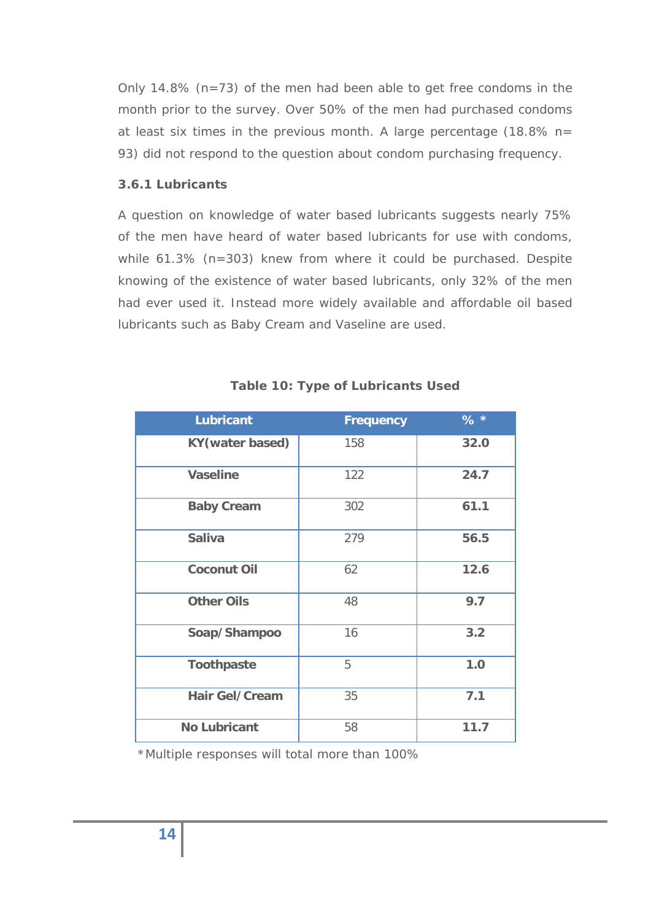Only 14.8% (n=73) of the men had been able to get free condoms in the month prior to the survey. Over 50% of the men had purchased condoms at least six times in the previous month. A large percentage (18.8% n= 93) did not respond to the question about condom purchasing frequency.

### 3.6.1 Lubricants

A question on knowledge of water based lubricants suggests nearly 75% of the men have heard of water based lubricants for use with condoms, while 61.3% (n=303) knew from where it could be purchased. Despite knowing of the existence of water based lubricants, only 32% of the men had ever used it. Instead more widely available and affordable oil based lubricants such as Baby Cream and Vaseline are used.

**Table 10: Type of Lubricants Used**

| Lubricant | Frequency | % * |
|---|---|---|
| **KY(water based)** | 158 | **32.0** |
| **Vaseline** | 122 | **24.7** |
| **Baby Cream** | 302 | **61.1** |
| **Saliva** | 279 | **56.5** |
| **Coconut Oil** | 62 | **12.6** |
| **Other Oils** | 48 | **9.7** |
| **Soap/Shampoo** | 16 | **3.2** |
| **Toothpaste** | 5 | **1.0** |
| **Hair Gel/Cream** | 35 | **7.1** |
| **No Lubricant** | 58 | **11.7** |

*Multiple responses will total more than 100%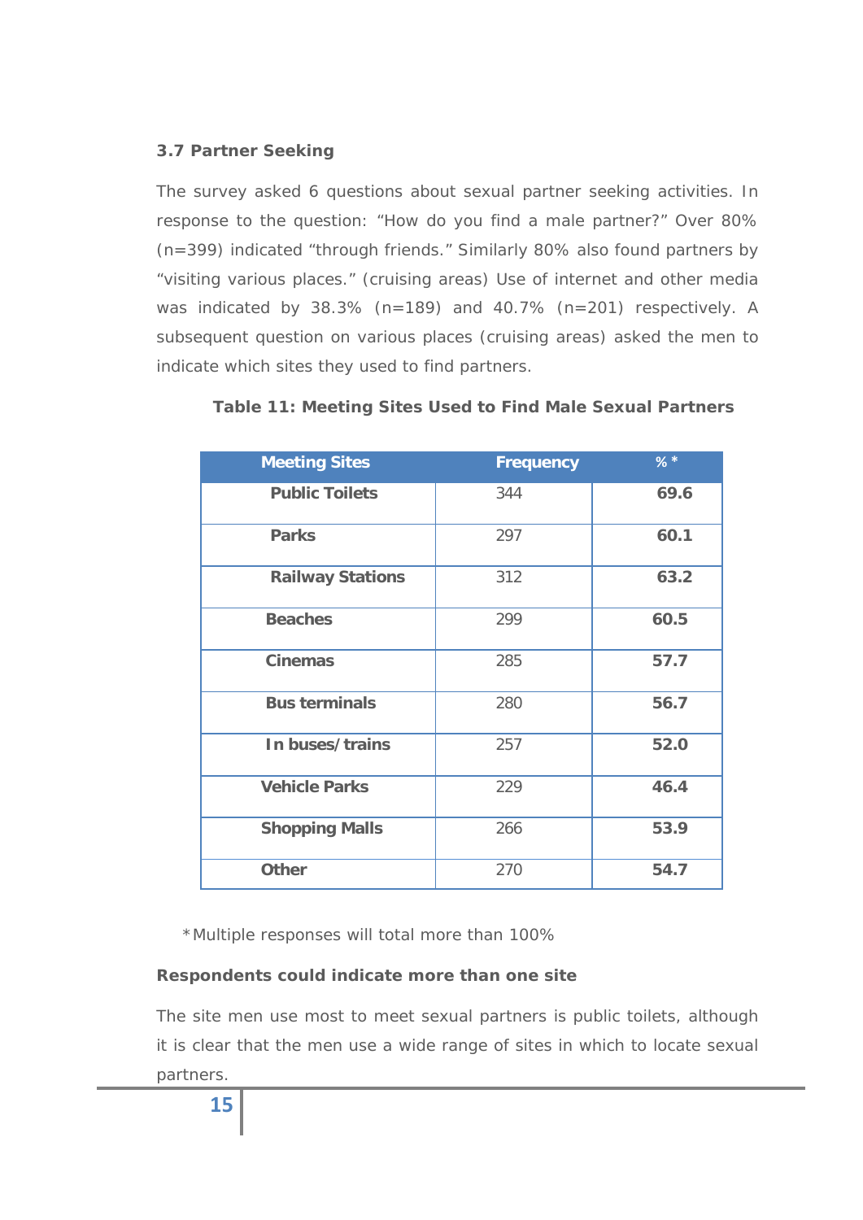### 3.7 Partner Seeking

The survey asked 6 questions about sexual partner seeking activities. In response to the question: “How do you find a male partner?” Over 80% (n=399) indicated “through friends.” Similarly 80% also found partners by “visiting various places.” (cruising areas) Use of internet and other media was indicated by 38.3% (n=189) and 40.7% (n=201) respectively. A subsequent question on various places (cruising areas) asked the men to indicate which sites they used to find partners.

**Table 11: Meeting Sites Used to Find Male Sexual Partners**

| Meeting Sites | Frequency | % * |
|---|---|---|
| **Public Toilets** | 344 | **69.6** |
| **Parks** | 297 | **60.1** |
| **Railway Stations** | 312 | **63.2** |
| **Beaches** | 299 | **60.5** |
| **Cinemas** | 285 | **57.7** |
| **Bus terminals** | 280 | **56.7** |
| **In buses/trains** | 257 | **52.0** |
| **Vehicle Parks** | 229 | **46.4** |
| **Shopping Malls** | 266 | **53.9** |
| **Other** | 270 | **54.7** |

*Multiple responses will total more than 100%

**Respondents could indicate more than one site**

The site men use most to meet sexual partners is public toilets, although it is clear that the men use a wide range of sites in which to locate sexual partners.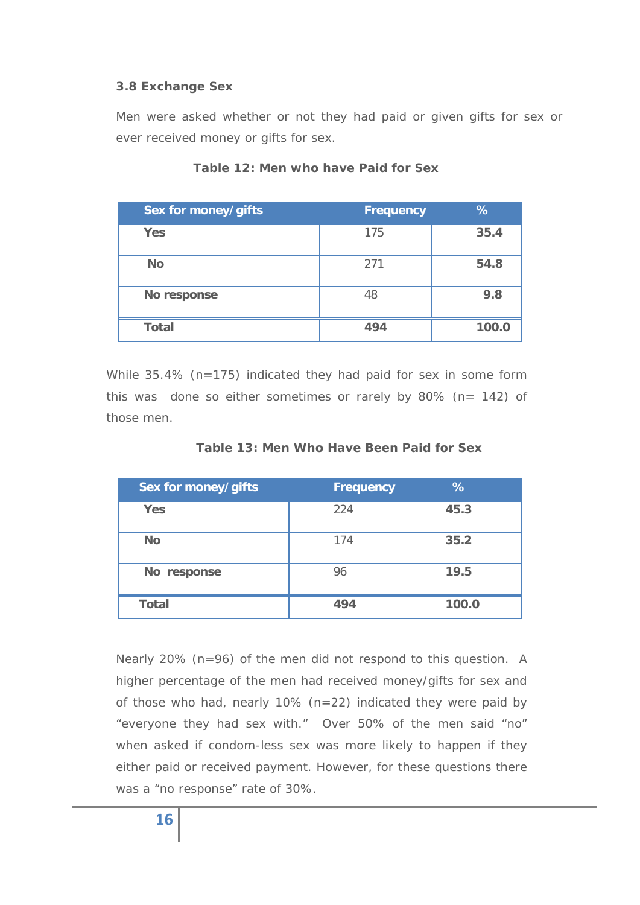### 3.8 Exchange Sex

Men were asked whether or not they had paid or given gifts for sex or ever received money or gifts for sex.

**Table 12: Men who have Paid for Sex**

| Sex for money/gifts | Frequency | % |
|---|---|---|
| **Yes** | 175 | **35.4** |
| **No** | 271 | **54.8** |
| **No response** | 48 | **9.8** |
| **Total** | **494** | **100.0** |

While 35.4% (n=175) indicated they had paid for sex in some form this was done so either sometimes or rarely by 80% (n= 142) of those men.

**Table 13: Men Who Have Been Paid for Sex**

| Sex for money/gifts | Frequency | % |
|---|---|---|
| **Yes** | 224 | **45.3** |
| **No** | 174 | **35.2** |
| **No response** | 96 | **19.5** |
| **Total** | **494** | **100.0** |

Nearly 20% (n=96) of the men did not respond to this question. A higher percentage of the men had received money/gifts for sex and of those who had, nearly 10% (n=22) indicated they were paid by "everyone they had sex with." Over 50% of the men said "no" when asked if condom-less sex was more likely to happen if they either paid or received payment. However, for these questions there was a "no response" rate of 30%.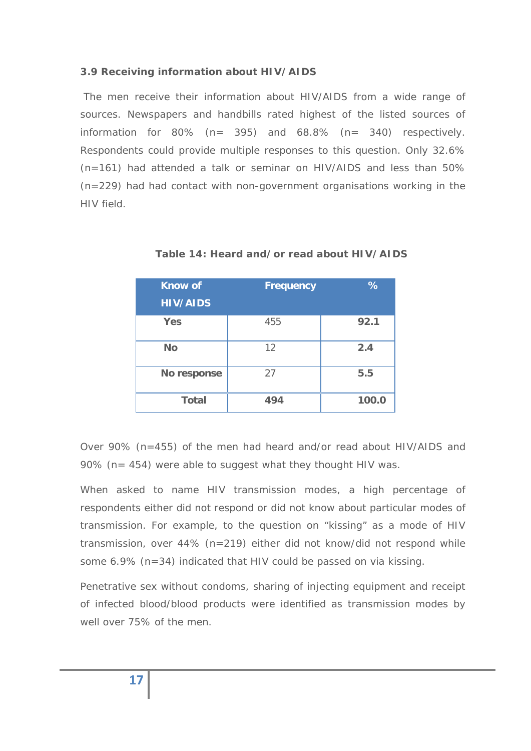### 3.9 Receiving information about HIV/AIDS

The men receive their information about HIV/AIDS from a wide range of sources. Newspapers and handbills rated highest of the listed sources of information for 80% (n= 395) and 68.8% (n= 340) respectively. Respondents could provide multiple responses to this question. Only 32.6% (n=161) had attended a talk or seminar on HIV/AIDS and less than 50% (n=229) had had contact with non-government organisations working in the HIV field.

**Table 14: Heard and/or read about HIV/AIDS**

| Know of HIV/AIDS | Frequency | % |
|---|---|---|
| **Yes** | 455 | **92.1** |
| **No** | 12 | **2.4** |
| **No response** | 27 | **5.5** |
| **Total** | **494** | **100.0** |

Over 90% (n=455) of the men had heard and/or read about HIV/AIDS and 90% (n= 454) were able to suggest what they thought HIV was.

When asked to name HIV transmission modes, a high percentage of respondents either did not respond or did not know about particular modes of transmission. For example, to the question on “kissing” as a mode of HIV transmission, over 44% (n=219) either did not know/did not respond while some 6.9% (n=34) indicated that HIV could be passed on via kissing.

Penetrative sex without condoms, sharing of injecting equipment and receipt of infected blood/blood products were identified as transmission modes by well over 75% of the men.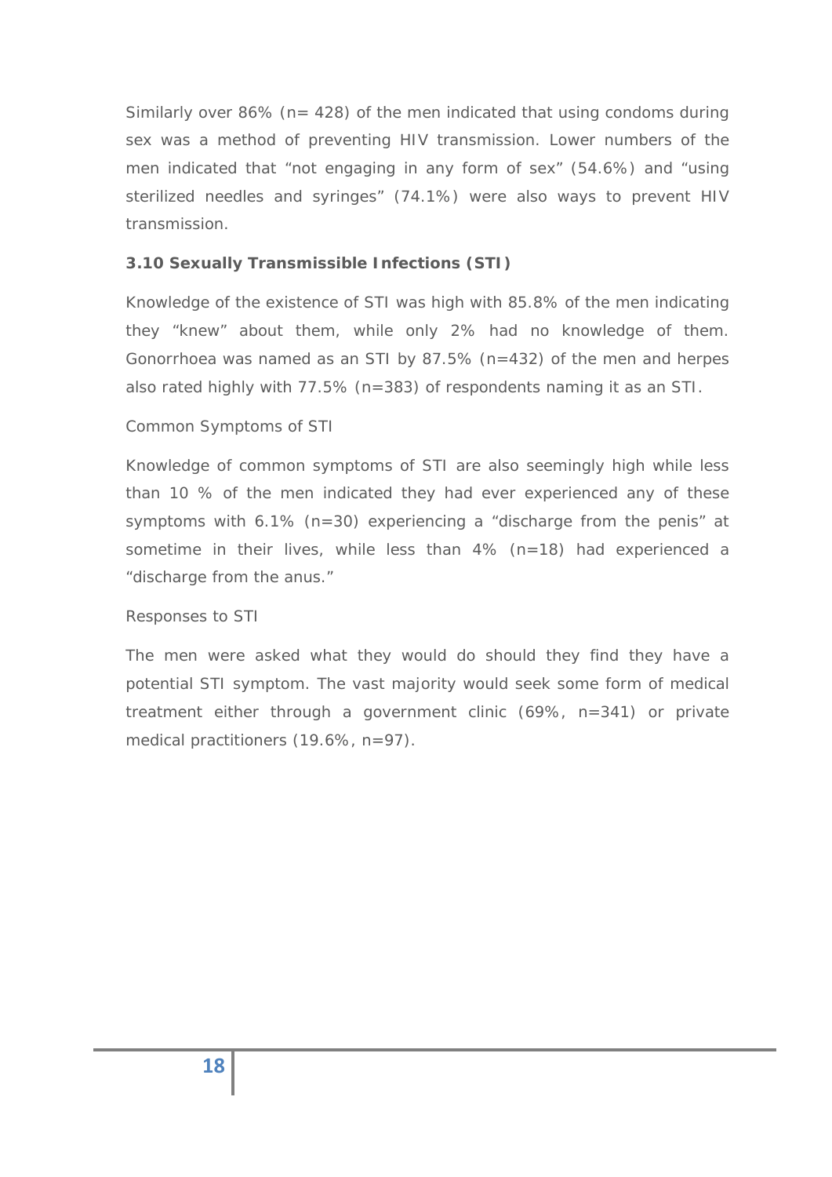Similarly over 86% (n= 428) of the men indicated that using condoms during sex was a method of preventing HIV transmission. Lower numbers of the men indicated that “not engaging in any form of sex” (54.6%) and “using sterilized needles and syringes” (74.1%) were also ways to prevent HIV transmission.

### 3.10 Sexually Transmissible Infections (STI)

Knowledge of the existence of STI was high with 85.8% of the men indicating they “knew” about them, while only 2% had no knowledge of them. Gonorrhoea was named as an STI by 87.5% (n=432) of the men and herpes also rated highly with 77.5% (n=383) of respondents naming it as an STI.

Common Symptoms of STI

Knowledge of common symptoms of STI are also seemingly high while less than 10 % of the men indicated they had ever experienced any of these symptoms with 6.1% (n=30) experiencing a “discharge from the penis” at sometime in their lives, while less than 4% (n=18) had experienced a “discharge from the anus.”

Responses to STI

The men were asked what they would do should they find they have a potential STI symptom. The vast majority would seek some form of medical treatment either through a government clinic (69%, n=341) or private medical practitioners (19.6%, n=97).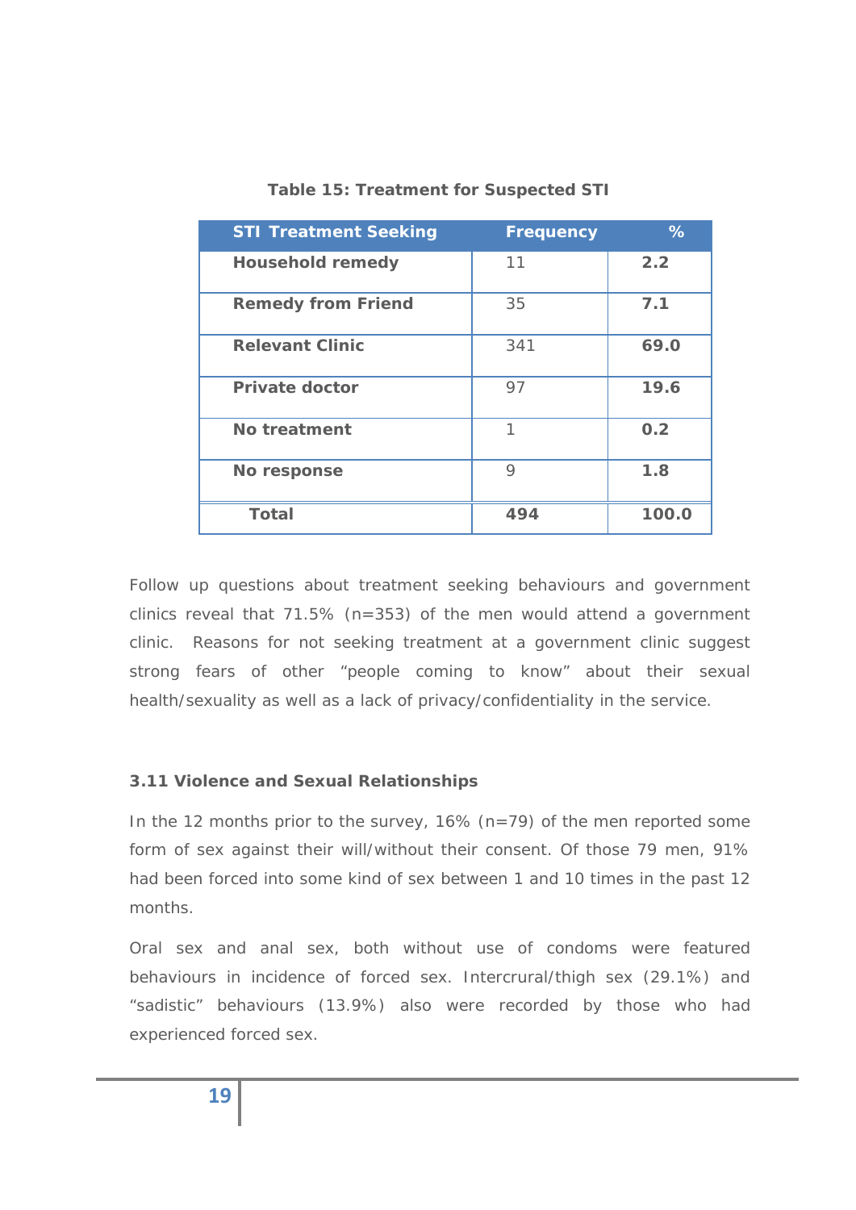**Table 15: Treatment for Suspected STI**

| STI Treatment Seeking | Frequency | % |
|---|---|---|
| **Household remedy** | 11 | **2.2** |
| **Remedy from Friend** | 35 | **7.1** |
| **Relevant Clinic** | 341 | **69.0** |
| **Private doctor** | 97 | **19.6** |
| **No treatment** | 1 | **0.2** |
| **No response** | 9 | **1.8** |
| **Total** | **494** | **100.0** |

Follow up questions about treatment seeking behaviours and government clinics reveal that 71.5% (n=353) of the men would attend a government clinic. Reasons for not seeking treatment at a government clinic suggest strong fears of other "people coming to know" about their sexual health/sexuality as well as a lack of privacy/confidentiality in the service.

### 3.11 Violence and Sexual Relationships

In the 12 months prior to the survey, 16% (n=79) of the men reported some form of sex against their will/without their consent. Of those 79 men, 91% had been forced into some kind of sex between 1 and 10 times in the past 12 months.

Oral sex and anal sex, both without use of condoms were featured behaviours in incidence of forced sex. Intercrural/thigh sex (29.1%) and "sadistic" behaviours (13.9%) also were recorded by those who had experienced forced sex.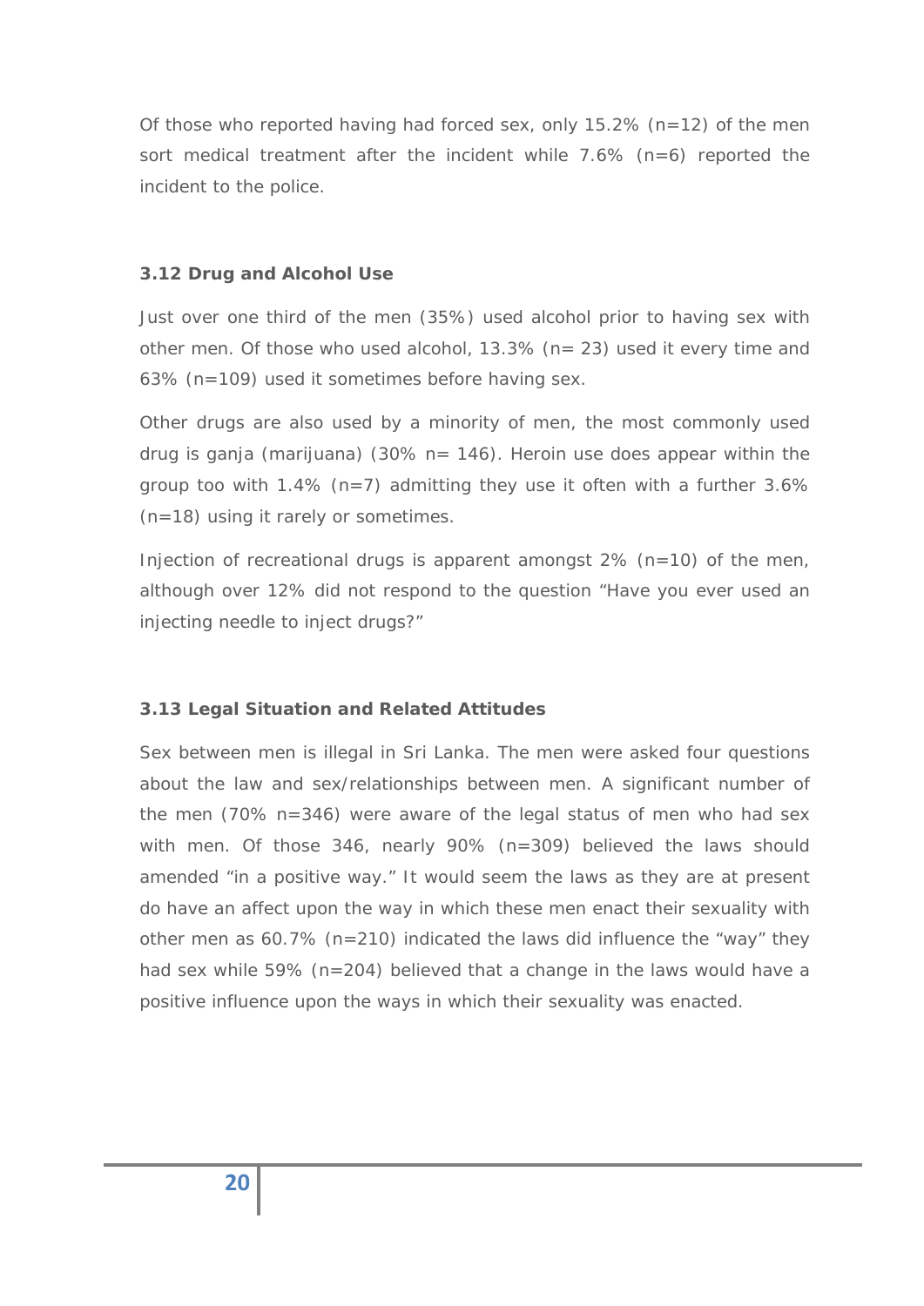Of those who reported having had forced sex, only 15.2% (n=12) of the men sort medical treatment after the incident while 7.6% (n=6) reported the incident to the police.

### 3.12 Drug and Alcohol Use

Just over one third of the men (35%) used alcohol prior to having sex with other men. Of those who used alcohol, 13.3% (n= 23) used it every time and 63% (n=109) used it sometimes before having sex.

Other drugs are also used by a minority of men, the most commonly used drug is ganja (marijuana) (30% n= 146). Heroin use does appear within the group too with 1.4% (n=7) admitting they use it often with a further 3.6% (n=18) using it rarely or sometimes.

Injection of recreational drugs is apparent amongst 2% (n=10) of the men, although over 12% did not respond to the question "Have you ever used an injecting needle to inject drugs?"

### 3.13 Legal Situation and Related Attitudes

Sex between men is illegal in Sri Lanka. The men were asked four questions about the law and sex/relationships between men. A significant number of the men (70% n=346) were aware of the legal status of men who had sex with men. Of those 346, nearly 90% (n=309) believed the laws should amended "in a positive way." It would seem the laws as they are at present do have an affect upon the way in which these men enact their sexuality with other men as 60.7% (n=210) indicated the laws did influence the "way" they had sex while 59% (n=204) believed that a change in the laws would have a positive influence upon the ways in which their sexuality was enacted.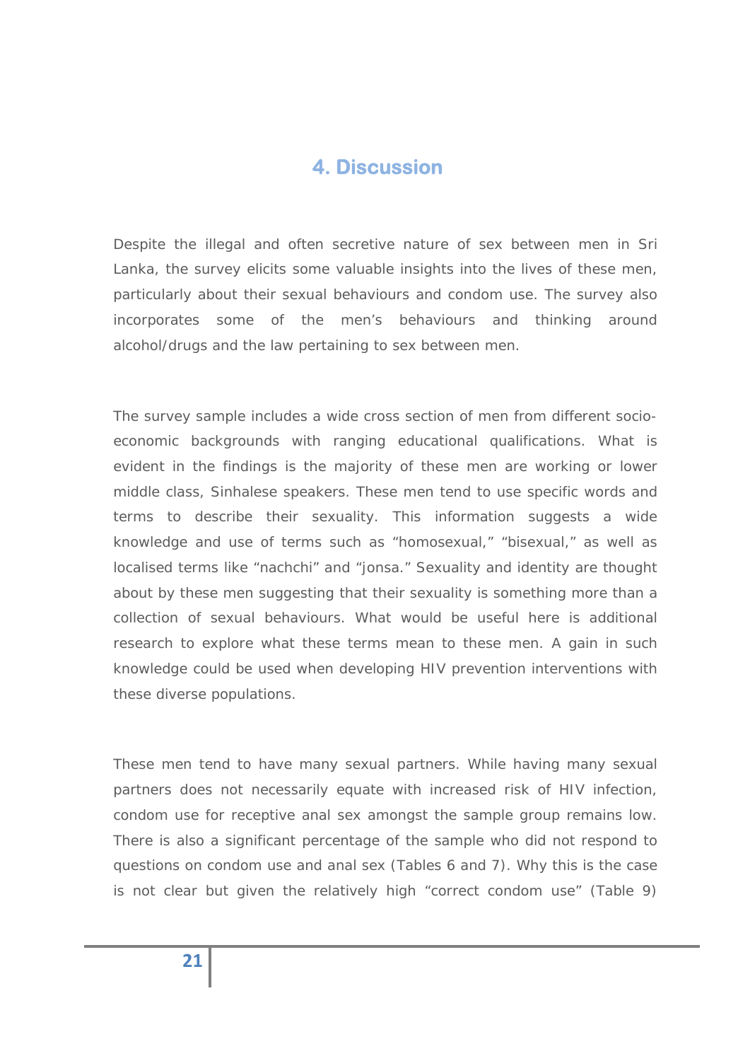# 4. Discussion

Despite the illegal and often secretive nature of sex between men in Sri Lanka, the survey elicits some valuable insights into the lives of these men, particularly about their sexual behaviours and condom use. The survey also incorporates some of the men's behaviours and thinking around alcohol/drugs and the law pertaining to sex between men.

The survey sample includes a wide cross section of men from different socio-economic backgrounds with ranging educational qualifications. What is evident in the findings is the majority of these men are working or lower middle class, Sinhalese speakers. These men tend to use specific words and terms to describe their sexuality. This information suggests a wide knowledge and use of terms such as "homosexual," "bisexual," as well as localised terms like "nachchi" and "jonsa." Sexuality and identity are thought about by these men suggesting that their sexuality is something more than a collection of sexual behaviours. What would be useful here is additional research to explore what these terms mean to these men. A gain in such knowledge could be used when developing HIV prevention interventions with these diverse populations.

These men tend to have many sexual partners. While having many sexual partners does not necessarily equate with increased risk of HIV infection, condom use for receptive anal sex amongst the sample group remains low. There is also a significant percentage of the sample who did not respond to questions on condom use and anal sex (Tables 6 and 7). Why this is the case is not clear but given the relatively high "correct condom use" (Table 9)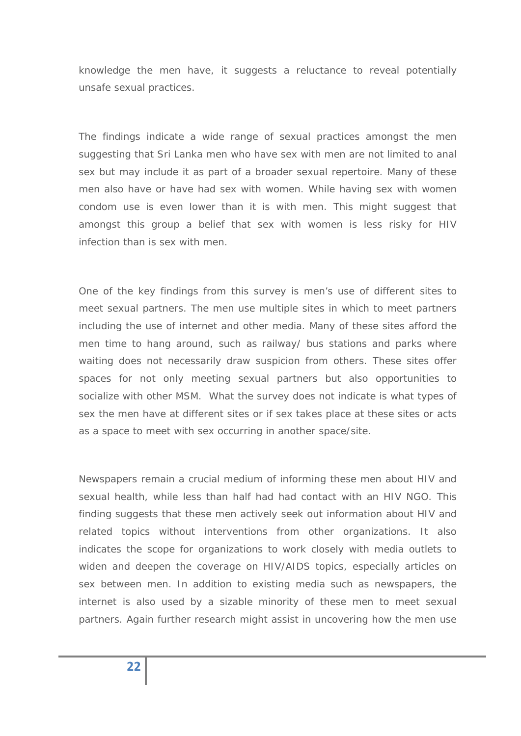knowledge the men have, it suggests a reluctance to reveal potentially unsafe sexual practices.

The findings indicate a wide range of sexual practices amongst the men suggesting that Sri Lanka men who have sex with men are not limited to anal sex but may include it as part of a broader sexual repertoire. Many of these men also have or have had sex with women. While having sex with women condom use is even lower than it is with men. This might suggest that amongst this group a belief that sex with women is less risky for HIV infection than is sex with men.

One of the key findings from this survey is men's use of different sites to meet sexual partners. The men use multiple sites in which to meet partners including the use of internet and other media. Many of these sites afford the men time to hang around, such as railway/ bus stations and parks where waiting does not necessarily draw suspicion from others. These sites offer spaces for not only meeting sexual partners but also opportunities to socialize with other MSM. What the survey does not indicate is what types of sex the men have at different sites or if sex takes place at these sites or acts as a space to meet with sex occurring in another space/site.

Newspapers remain a crucial medium of informing these men about HIV and sexual health, while less than half had had contact with an HIV NGO. This finding suggests that these men actively seek out information about HIV and related topics without interventions from other organizations. It also indicates the scope for organizations to work closely with media outlets to widen and deepen the coverage on HIV/AIDS topics, especially articles on sex between men. In addition to existing media such as newspapers, the internet is also used by a sizable minority of these men to meet sexual partners. Again further research might assist in uncovering how the men use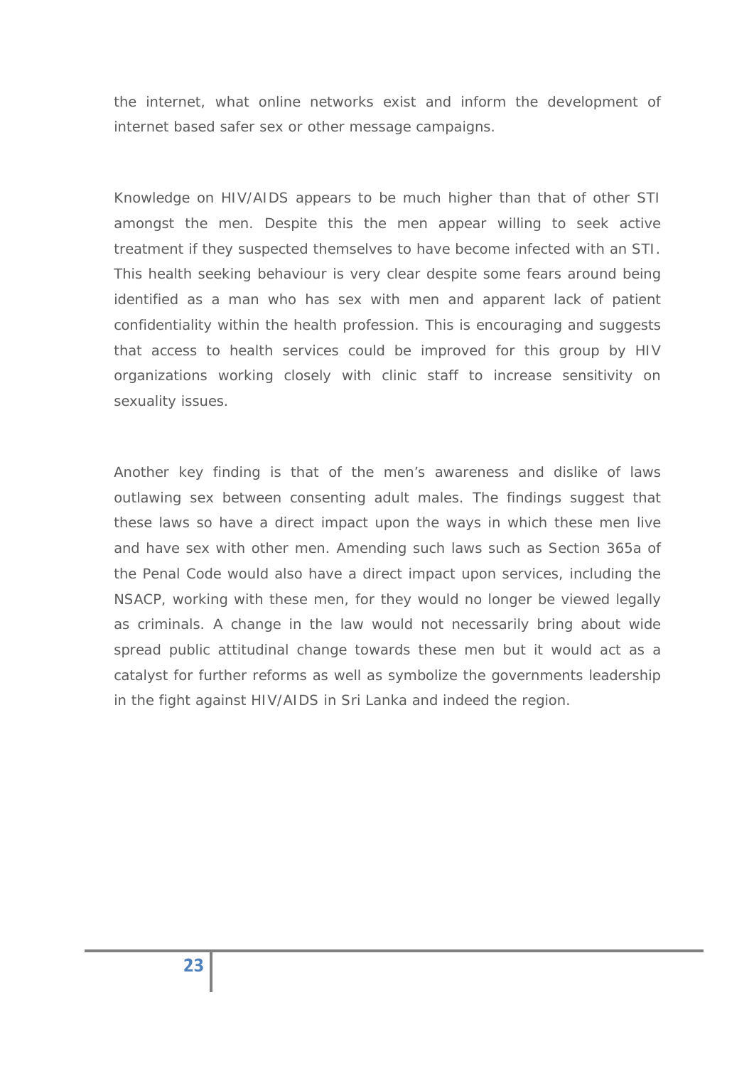the internet, what online networks exist and inform the development of internet based safer sex or other message campaigns.

Knowledge on HIV/AIDS appears to be much higher than that of other STI amongst the men. Despite this the men appear willing to seek active treatment if they suspected themselves to have become infected with an STI. This health seeking behaviour is very clear despite some fears around being identified as a man who has sex with men and apparent lack of patient confidentiality within the health profession. This is encouraging and suggests that access to health services could be improved for this group by HIV organizations working closely with clinic staff to increase sensitivity on sexuality issues.

Another key finding is that of the men's awareness and dislike of laws outlawing sex between consenting adult males. The findings suggest that these laws so have a direct impact upon the ways in which these men live and have sex with other men. Amending such laws such as Section 365a of the Penal Code would also have a direct impact upon services, including the NSACP, working with these men, for they would no longer be viewed legally as criminals. A change in the law would not necessarily bring about wide spread public attitudinal change towards these men but it would act as a catalyst for further reforms as well as symbolize the governments leadership in the fight against HIV/AIDS in Sri Lanka and indeed the region.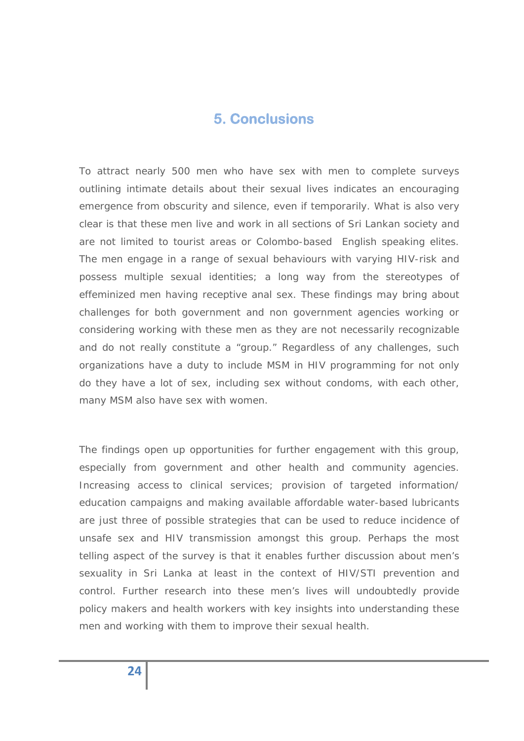## 5. Conclusions

To attract nearly 500 men who have sex with men to complete surveys outlining intimate details about their sexual lives indicates an encouraging emergence from obscurity and silence, even if temporarily. What is also very clear is that these men live and work in all sections of Sri Lankan society and are not limited to tourist areas or Colombo-based English speaking elites. The men engage in a range of sexual behaviours with varying HIV-risk and possess multiple sexual identities; a long way from the stereotypes of effeminized men having receptive anal sex. These findings may bring about challenges for both government and non government agencies working or considering working with these men as they are not necessarily recognizable and do not really constitute a "group." Regardless of any challenges, such organizations have a duty to include MSM in HIV programming for not only do they have a lot of sex, including sex without condoms, with each other, many MSM also have sex with women.

The findings open up opportunities for further engagement with this group, especially from government and other health and community agencies. Increasing access to clinical services; provision of targeted information/ education campaigns and making available affordable water-based lubricants are just three of possible strategies that can be used to reduce incidence of unsafe sex and HIV transmission amongst this group. Perhaps the most telling aspect of the survey is that it enables further discussion about men's sexuality in Sri Lanka at least in the context of HIV/STI prevention and control. Further research into these men's lives will undoubtedly provide policy makers and health workers with key insights into understanding these men and working with them to improve their sexual health.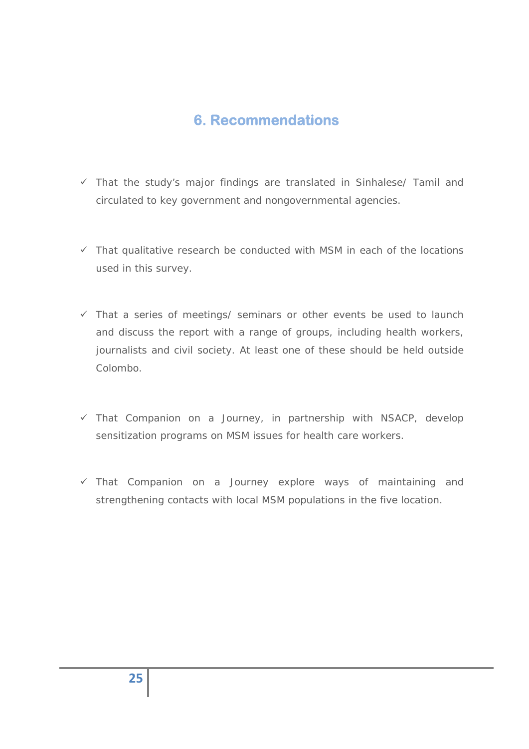## 6. Recommendations

- ✓ That the study's major findings are translated in Sinhalese/ Tamil and circulated to key government and nongovernmental agencies.

- ✓ That qualitative research be conducted with MSM in each of the locations used in this survey.

- ✓ That a series of meetings/ seminars or other events be used to launch and discuss the report with a range of groups, including health workers, journalists and civil society. At least one of these should be held outside Colombo.

- ✓ That Companion on a Journey, in partnership with NSACP, develop sensitization programs on MSM issues for health care workers.

- ✓ That Companion on a Journey explore ways of maintaining and strengthening contacts with local MSM populations in the five location.